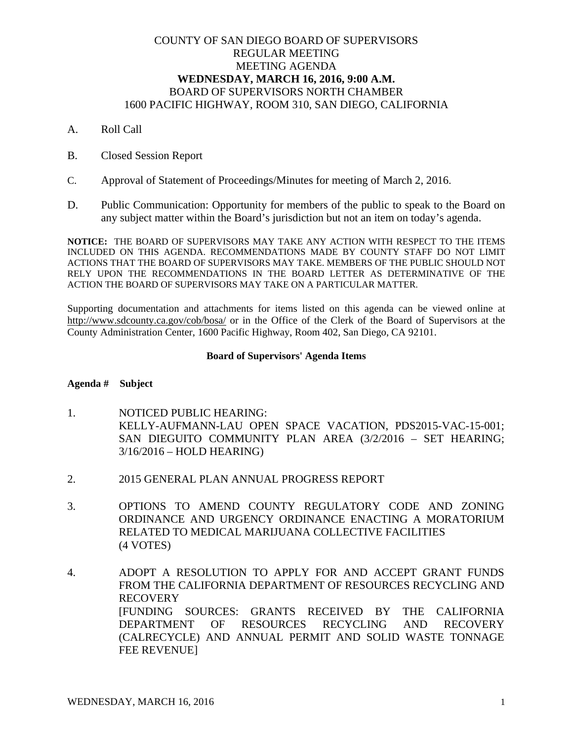# COUNTY OF SAN DIEGO BOARD OF SUPERVISORS
# REGULAR MEETING
# MEETING AGENDA
# WEDNESDAY, MARCH 16, 2016, 9:00 A.M.
## BOARD OF SUPERVISORS NORTH CHAMBER
## 1600 PACIFIC HIGHWAY, ROOM 310, SAN DIEGO, CALIFORNIA

A. Roll Call

B. Closed Session Report

C. Approval of Statement of Proceedings/Minutes for meeting of March 2, 2016.

D. Public Communication: Opportunity for members of the public to speak to the Board on any subject matter within the Board's jurisdiction but not an item on today's agenda.

**NOTICE:** THE BOARD OF SUPERVISORS MAY TAKE ANY ACTION WITH RESPECT TO THE ITEMS INCLUDED ON THIS AGENDA. RECOMMENDATIONS MADE BY COUNTY STAFF DO NOT LIMIT ACTIONS THAT THE BOARD OF SUPERVISORS MAY TAKE. MEMBERS OF THE PUBLIC SHOULD NOT RELY UPON THE RECOMMENDATIONS IN THE BOARD LETTER AS DETERMINATIVE OF THE ACTION THE BOARD OF SUPERVISORS MAY TAKE ON A PARTICULAR MATTER.

Supporting documentation and attachments for items listed on this agenda can be viewed online at http://www.sdcounty.ca.gov/cob/bosa/ or in the Office of the Clerk of the Board of Supervisors at the County Administration Center, 1600 Pacific Highway, Room 402, San Diego, CA 92101.

**Board of Supervisors' Agenda Items**

**Agenda # Subject**

1. NOTICED PUBLIC HEARING:
   KELLY-AUFMANN-LAU OPEN SPACE VACATION, PDS2015-VAC-15-001; SAN DIEGUITO COMMUNITY PLAN AREA (3/2/2016 – SET HEARING; 3/16/2016 – HOLD HEARING)

2. 2015 GENERAL PLAN ANNUAL PROGRESS REPORT

3. OPTIONS TO AMEND COUNTY REGULATORY CODE AND ZONING ORDINANCE AND URGENCY ORDINANCE ENACTING A MORATORIUM RELATED TO MEDICAL MARIJUANA COLLECTIVE FACILITIES
   (4 VOTES)

4. ADOPT A RESOLUTION TO APPLY FOR AND ACCEPT GRANT FUNDS FROM THE CALIFORNIA DEPARTMENT OF RESOURCES RECYCLING AND RECOVERY
   [FUNDING SOURCES: GRANTS RECEIVED BY THE CALIFORNIA DEPARTMENT OF RESOURCES RECYCLING AND RECOVERY (CALRECYCLE) AND ANNUAL PERMIT AND SOLID WASTE TONNAGE FEE REVENUE]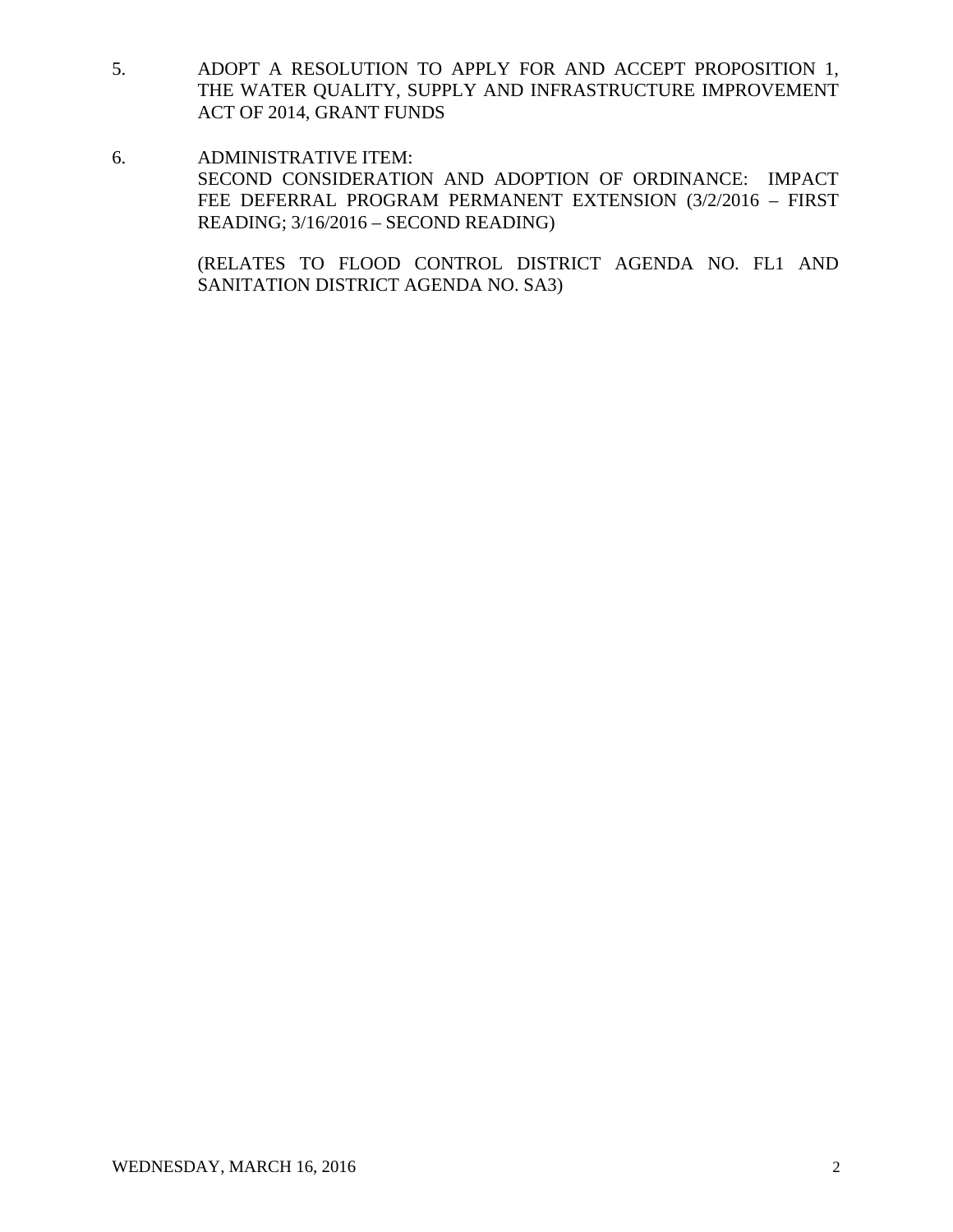5. ADOPT A RESOLUTION TO APPLY FOR AND ACCEPT PROPOSITION 1, THE WATER QUALITY, SUPPLY AND INFRASTRUCTURE IMPROVEMENT ACT OF 2014, GRANT FUNDS

6. ADMINISTRATIVE ITEM:
   SECOND CONSIDERATION AND ADOPTION OF ORDINANCE: IMPACT FEE DEFERRAL PROGRAM PERMANENT EXTENSION (3/2/2016 – FIRST READING; 3/16/2016 – SECOND READING)

   (RELATES TO FLOOD CONTROL DISTRICT AGENDA NO. FL1 AND SANITATION DISTRICT AGENDA NO. SA3)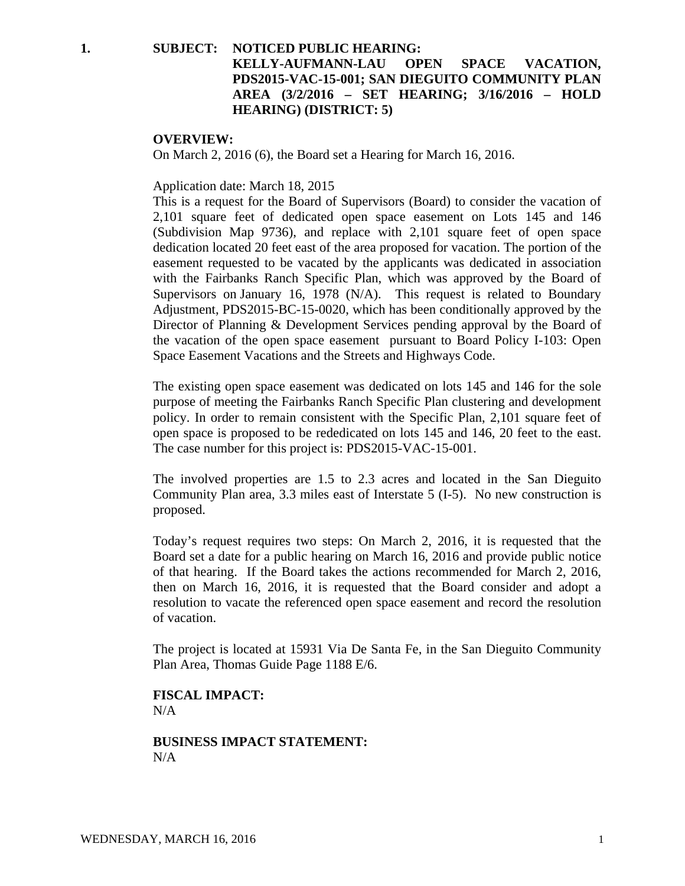**1. SUBJECT: NOTICED PUBLIC HEARING: KELLY-AUFMANN-LAU OPEN SPACE VACATION, PDS2015-VAC-15-001; SAN DIEGUITO COMMUNITY PLAN AREA (3/2/2016 – SET HEARING; 3/16/2016 – HOLD HEARING) (DISTRICT: 5)**

**OVERVIEW:**

On March 2, 2016 (6), the Board set a Hearing for March 16, 2016.

Application date: March 18, 2015

This is a request for the Board of Supervisors (Board) to consider the vacation of 2,101 square feet of dedicated open space easement on Lots 145 and 146 (Subdivision Map 9736), and replace with 2,101 square feet of open space dedication located 20 feet east of the area proposed for vacation. The portion of the easement requested to be vacated by the applicants was dedicated in association with the Fairbanks Ranch Specific Plan, which was approved by the Board of Supervisors on January 16, 1978 (N/A). This request is related to Boundary Adjustment, PDS2015-BC-15-0020, which has been conditionally approved by the Director of Planning & Development Services pending approval by the Board of the vacation of the open space easement pursuant to Board Policy I-103: Open Space Easement Vacations and the Streets and Highways Code.

The existing open space easement was dedicated on lots 145 and 146 for the sole purpose of meeting the Fairbanks Ranch Specific Plan clustering and development policy. In order to remain consistent with the Specific Plan, 2,101 square feet of open space is proposed to be rededicated on lots 145 and 146, 20 feet to the east. The case number for this project is: PDS2015-VAC-15-001.

The involved properties are 1.5 to 2.3 acres and located in the San Dieguito Community Plan area, 3.3 miles east of Interstate 5 (I-5). No new construction is proposed.

Today's request requires two steps: On March 2, 2016, it is requested that the Board set a date for a public hearing on March 16, 2016 and provide public notice of that hearing. If the Board takes the actions recommended for March 2, 2016, then on March 16, 2016, it is requested that the Board consider and adopt a resolution to vacate the referenced open space easement and record the resolution of vacation.

The project is located at 15931 Via De Santa Fe, in the San Dieguito Community Plan Area, Thomas Guide Page 1188 E/6.

**FISCAL IMPACT:**

N/A

**BUSINESS IMPACT STATEMENT:**

N/A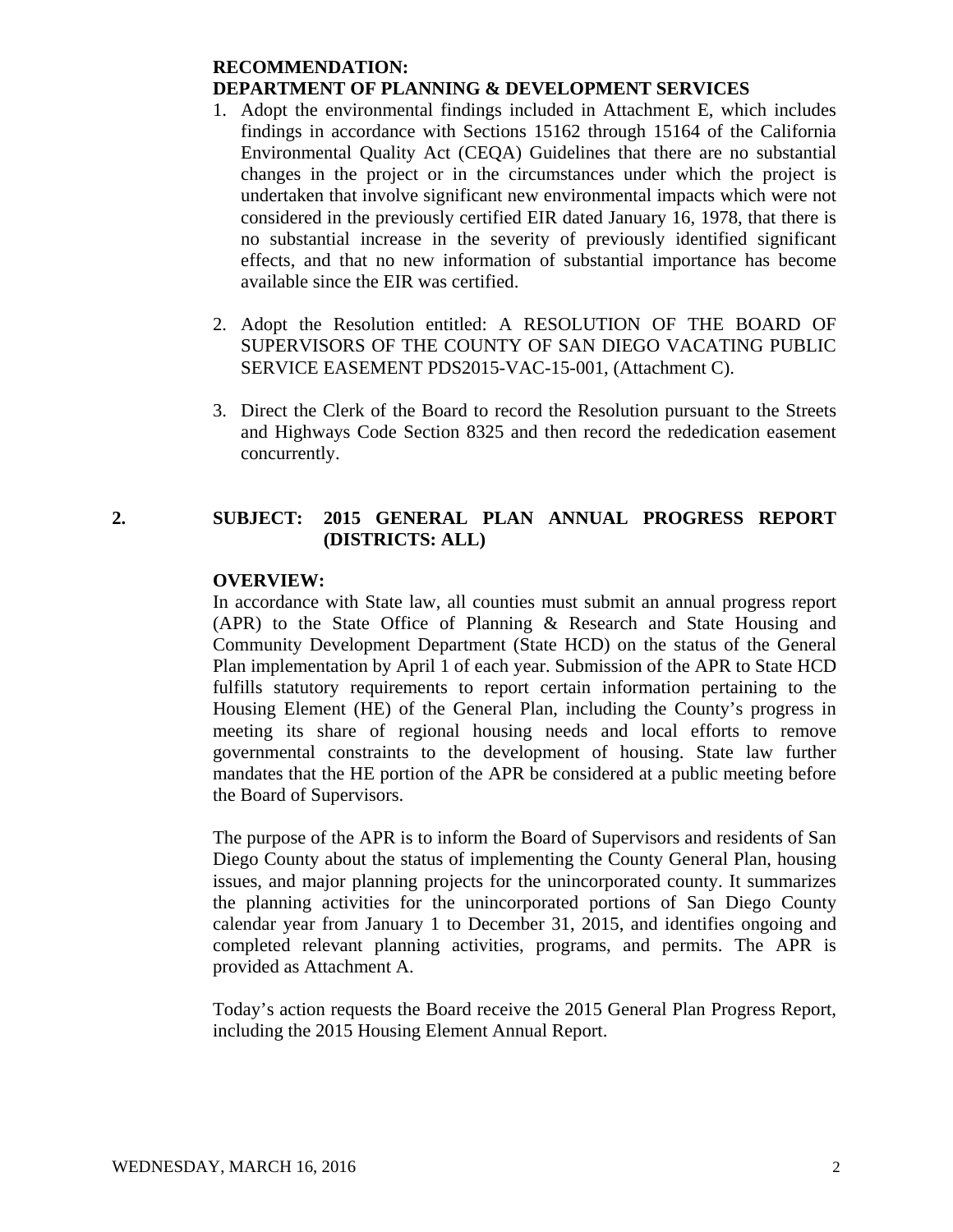**RECOMMENDATION:**
**DEPARTMENT OF PLANNING & DEVELOPMENT SERVICES**

1. Adopt the environmental findings included in Attachment E, which includes findings in accordance with Sections 15162 through 15164 of the California Environmental Quality Act (CEQA) Guidelines that there are no substantial changes in the project or in the circumstances under which the project is undertaken that involve significant new environmental impacts which were not considered in the previously certified EIR dated January 16, 1978, that there is no substantial increase in the severity of previously identified significant effects, and that no new information of substantial importance has become available since the EIR was certified.

2. Adopt the Resolution entitled: A RESOLUTION OF THE BOARD OF SUPERVISORS OF THE COUNTY OF SAN DIEGO VACATING PUBLIC SERVICE EASEMENT PDS2015-VAC-15-001, (Attachment C).

3. Direct the Clerk of the Board to record the Resolution pursuant to the Streets and Highways Code Section 8325 and then record the rededication easement concurrently.

## 2. SUBJECT: 2015 GENERAL PLAN ANNUAL PROGRESS REPORT (DISTRICTS: ALL)

**OVERVIEW:**

In accordance with State law, all counties must submit an annual progress report (APR) to the State Office of Planning & Research and State Housing and Community Development Department (State HCD) on the status of the General Plan implementation by April 1 of each year. Submission of the APR to State HCD fulfills statutory requirements to report certain information pertaining to the Housing Element (HE) of the General Plan, including the County's progress in meeting its share of regional housing needs and local efforts to remove governmental constraints to the development of housing. State law further mandates that the HE portion of the APR be considered at a public meeting before the Board of Supervisors.

The purpose of the APR is to inform the Board of Supervisors and residents of San Diego County about the status of implementing the County General Plan, housing issues, and major planning projects for the unincorporated county. It summarizes the planning activities for the unincorporated portions of San Diego County calendar year from January 1 to December 31, 2015, and identifies ongoing and completed relevant planning activities, programs, and permits. The APR is provided as Attachment A.

Today's action requests the Board receive the 2015 General Plan Progress Report, including the 2015 Housing Element Annual Report.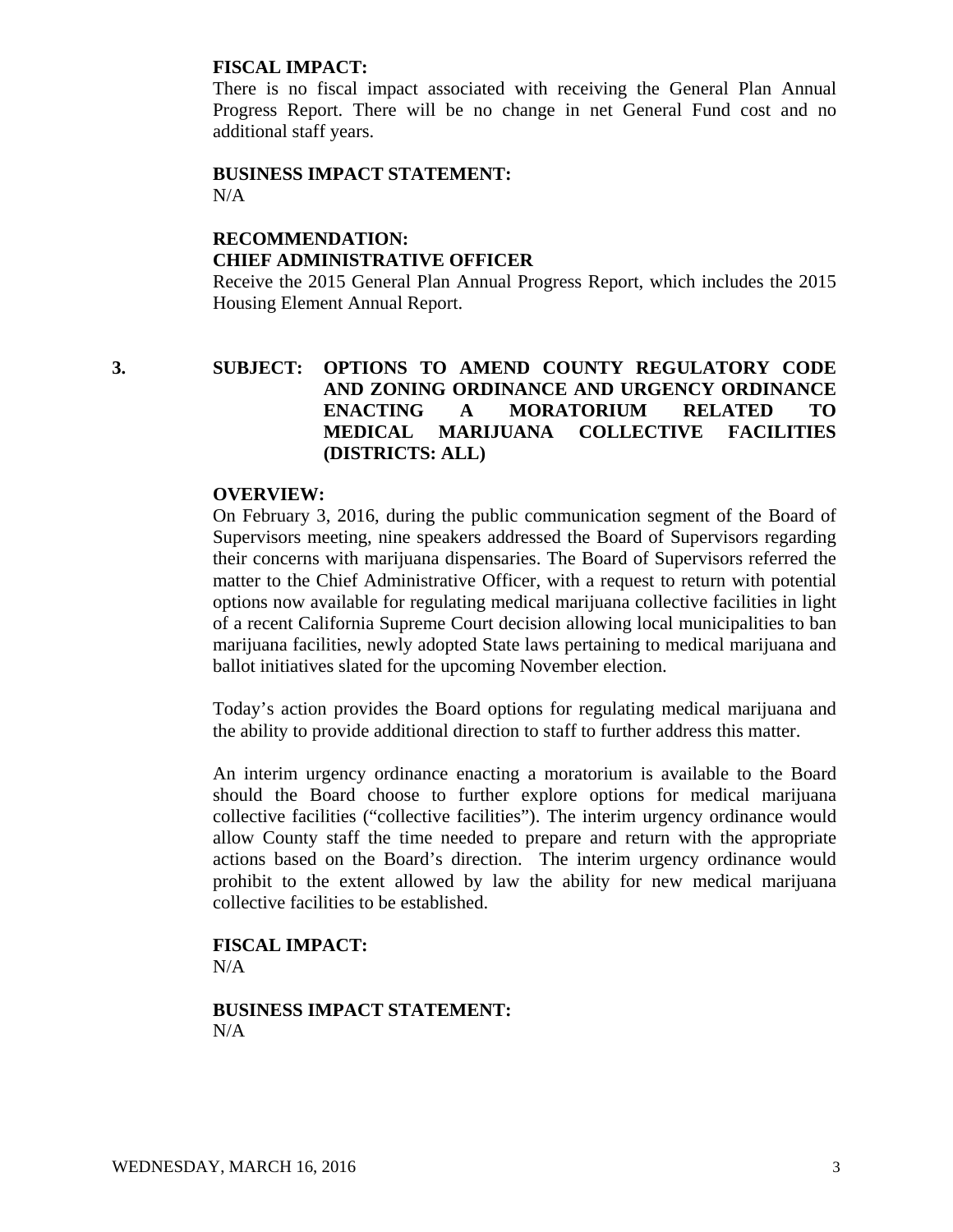**FISCAL IMPACT:**

There is no fiscal impact associated with receiving the General Plan Annual Progress Report. There will be no change in net General Fund cost and no additional staff years.

**BUSINESS IMPACT STATEMENT:**

N/A

**RECOMMENDATION:**

**CHIEF ADMINISTRATIVE OFFICER**

Receive the 2015 General Plan Annual Progress Report, which includes the 2015 Housing Element Annual Report.

**3. SUBJECT: OPTIONS TO AMEND COUNTY REGULATORY CODE AND ZONING ORDINANCE AND URGENCY ORDINANCE ENACTING A MORATORIUM RELATED TO MEDICAL MARIJUANA COLLECTIVE FACILITIES (DISTRICTS: ALL)**

**OVERVIEW:**

On February 3, 2016, during the public communication segment of the Board of Supervisors meeting, nine speakers addressed the Board of Supervisors regarding their concerns with marijuana dispensaries. The Board of Supervisors referred the matter to the Chief Administrative Officer, with a request to return with potential options now available for regulating medical marijuana collective facilities in light of a recent California Supreme Court decision allowing local municipalities to ban marijuana facilities, newly adopted State laws pertaining to medical marijuana and ballot initiatives slated for the upcoming November election.

Today's action provides the Board options for regulating medical marijuana and the ability to provide additional direction to staff to further address this matter.

An interim urgency ordinance enacting a moratorium is available to the Board should the Board choose to further explore options for medical marijuana collective facilities ("collective facilities"). The interim urgency ordinance would allow County staff the time needed to prepare and return with the appropriate actions based on the Board's direction. The interim urgency ordinance would prohibit to the extent allowed by law the ability for new medical marijuana collective facilities to be established.

**FISCAL IMPACT:**

N/A

**BUSINESS IMPACT STATEMENT:**

N/A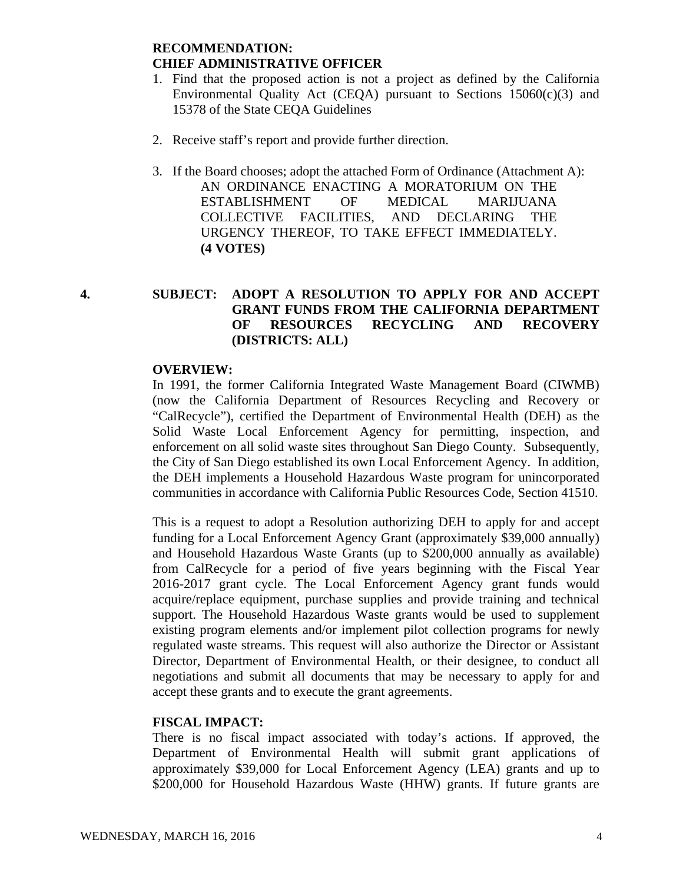**RECOMMENDATION:**
**CHIEF ADMINISTRATIVE OFFICER**

1. Find that the proposed action is not a project as defined by the California Environmental Quality Act (CEQA) pursuant to Sections 15060(c)(3) and 15378 of the State CEQA Guidelines

2. Receive staff's report and provide further direction.

3. If the Board chooses; adopt the attached Form of Ordinance (Attachment A):
   AN ORDINANCE ENACTING A MORATORIUM ON THE ESTABLISHMENT OF MEDICAL MARIJUANA COLLECTIVE FACILITIES, AND DECLARING THE URGENCY THEREOF, TO TAKE EFFECT IMMEDIATELY.
   **(4 VOTES)**

## 4. SUBJECT: ADOPT A RESOLUTION TO APPLY FOR AND ACCEPT GRANT FUNDS FROM THE CALIFORNIA DEPARTMENT OF RESOURCES RECYCLING AND RECOVERY (DISTRICTS: ALL)

**OVERVIEW:**

In 1991, the former California Integrated Waste Management Board (CIWMB) (now the California Department of Resources Recycling and Recovery or "CalRecycle"), certified the Department of Environmental Health (DEH) as the Solid Waste Local Enforcement Agency for permitting, inspection, and enforcement on all solid waste sites throughout San Diego County. Subsequently, the City of San Diego established its own Local Enforcement Agency. In addition, the DEH implements a Household Hazardous Waste program for unincorporated communities in accordance with California Public Resources Code, Section 41510.

This is a request to adopt a Resolution authorizing DEH to apply for and accept funding for a Local Enforcement Agency Grant (approximately $39,000 annually) and Household Hazardous Waste Grants (up to $200,000 annually as available) from CalRecycle for a period of five years beginning with the Fiscal Year 2016-2017 grant cycle. The Local Enforcement Agency grant funds would acquire/replace equipment, purchase supplies and provide training and technical support. The Household Hazardous Waste grants would be used to supplement existing program elements and/or implement pilot collection programs for newly regulated waste streams. This request will also authorize the Director or Assistant Director, Department of Environmental Health, or their designee, to conduct all negotiations and submit all documents that may be necessary to apply for and accept these grants and to execute the grant agreements.

**FISCAL IMPACT:**

There is no fiscal impact associated with today's actions. If approved, the Department of Environmental Health will submit grant applications of approximately $39,000 for Local Enforcement Agency (LEA) grants and up to $200,000 for Household Hazardous Waste (HHW) grants. If future grants are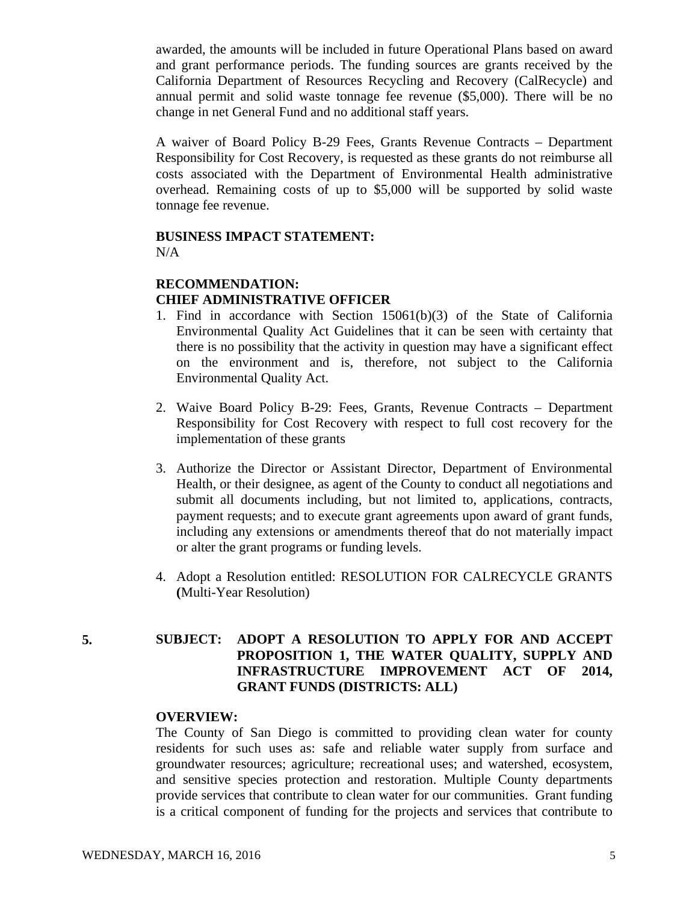awarded, the amounts will be included in future Operational Plans based on award and grant performance periods. The funding sources are grants received by the California Department of Resources Recycling and Recovery (CalRecycle) and annual permit and solid waste tonnage fee revenue ($5,000). There will be no change in net General Fund and no additional staff years.

A waiver of Board Policy B-29 Fees, Grants Revenue Contracts – Department Responsibility for Cost Recovery, is requested as these grants do not reimburse all costs associated with the Department of Environmental Health administrative overhead. Remaining costs of up to $5,000 will be supported by solid waste tonnage fee revenue.

**BUSINESS IMPACT STATEMENT:**
N/A

**RECOMMENDATION:**
**CHIEF ADMINISTRATIVE OFFICER**

1. Find in accordance with Section 15061(b)(3) of the State of California Environmental Quality Act Guidelines that it can be seen with certainty that there is no possibility that the activity in question may have a significant effect on the environment and is, therefore, not subject to the California Environmental Quality Act.

2. Waive Board Policy B-29: Fees, Grants, Revenue Contracts – Department Responsibility for Cost Recovery with respect to full cost recovery for the implementation of these grants

3. Authorize the Director or Assistant Director, Department of Environmental Health, or their designee, as agent of the County to conduct all negotiations and submit all documents including, but not limited to, applications, contracts, payment requests; and to execute grant agreements upon award of grant funds, including any extensions or amendments thereof that do not materially impact or alter the grant programs or funding levels.

4. Adopt a Resolution entitled: RESOLUTION FOR CALRECYCLE GRANTS **(**Multi-Year Resolution)

**5. SUBJECT: ADOPT A RESOLUTION TO APPLY FOR AND ACCEPT PROPOSITION 1, THE WATER QUALITY, SUPPLY AND INFRASTRUCTURE IMPROVEMENT ACT OF 2014, GRANT FUNDS (DISTRICTS: ALL)**

**OVERVIEW:**
The County of San Diego is committed to providing clean water for county residents for such uses as: safe and reliable water supply from surface and groundwater resources; agriculture; recreational uses; and watershed, ecosystem, and sensitive species protection and restoration. Multiple County departments provide services that contribute to clean water for our communities. Grant funding is a critical component of funding for the projects and services that contribute to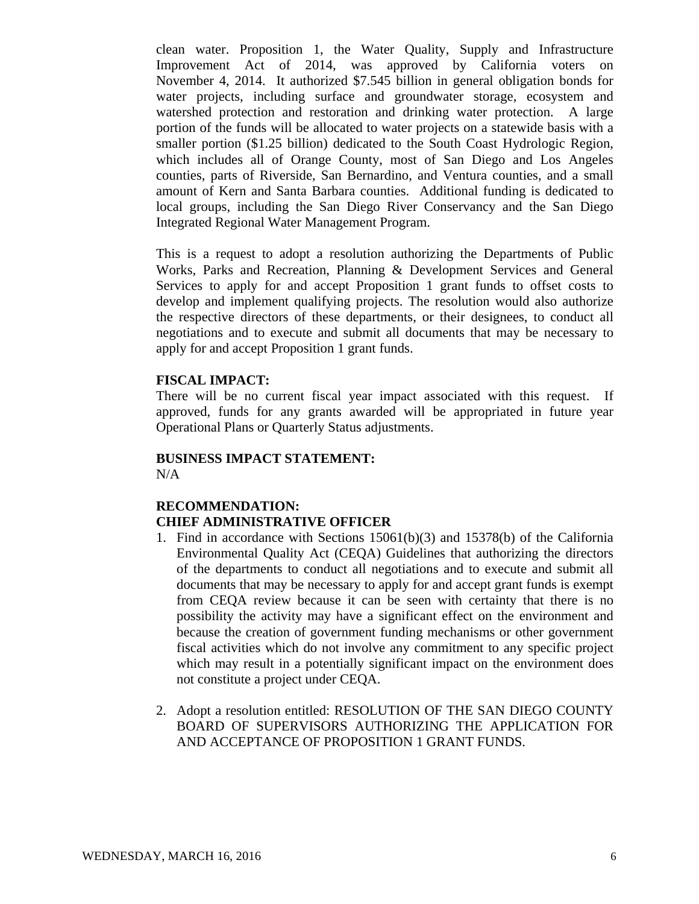clean water. Proposition 1, the Water Quality, Supply and Infrastructure Improvement Act of 2014, was approved by California voters on November 4, 2014. It authorized $7.545 billion in general obligation bonds for water projects, including surface and groundwater storage, ecosystem and watershed protection and restoration and drinking water protection. A large portion of the funds will be allocated to water projects on a statewide basis with a smaller portion ($1.25 billion) dedicated to the South Coast Hydrologic Region, which includes all of Orange County, most of San Diego and Los Angeles counties, parts of Riverside, San Bernardino, and Ventura counties, and a small amount of Kern and Santa Barbara counties. Additional funding is dedicated to local groups, including the San Diego River Conservancy and the San Diego Integrated Regional Water Management Program.

This is a request to adopt a resolution authorizing the Departments of Public Works, Parks and Recreation, Planning & Development Services and General Services to apply for and accept Proposition 1 grant funds to offset costs to develop and implement qualifying projects. The resolution would also authorize the respective directors of these departments, or their designees, to conduct all negotiations and to execute and submit all documents that may be necessary to apply for and accept Proposition 1 grant funds.

**FISCAL IMPACT:**
There will be no current fiscal year impact associated with this request. If approved, funds for any grants awarded will be appropriated in future year Operational Plans or Quarterly Status adjustments.

**BUSINESS IMPACT STATEMENT:**
N/A

**RECOMMENDATION:**
**CHIEF ADMINISTRATIVE OFFICER**

1. Find in accordance with Sections 15061(b)(3) and 15378(b) of the California Environmental Quality Act (CEQA) Guidelines that authorizing the directors of the departments to conduct all negotiations and to execute and submit all documents that may be necessary to apply for and accept grant funds is exempt from CEQA review because it can be seen with certainty that there is no possibility the activity may have a significant effect on the environment and because the creation of government funding mechanisms or other government fiscal activities which do not involve any commitment to any specific project which may result in a potentially significant impact on the environment does not constitute a project under CEQA.

2. Adopt a resolution entitled: RESOLUTION OF THE SAN DIEGO COUNTY BOARD OF SUPERVISORS AUTHORIZING THE APPLICATION FOR AND ACCEPTANCE OF PROPOSITION 1 GRANT FUNDS.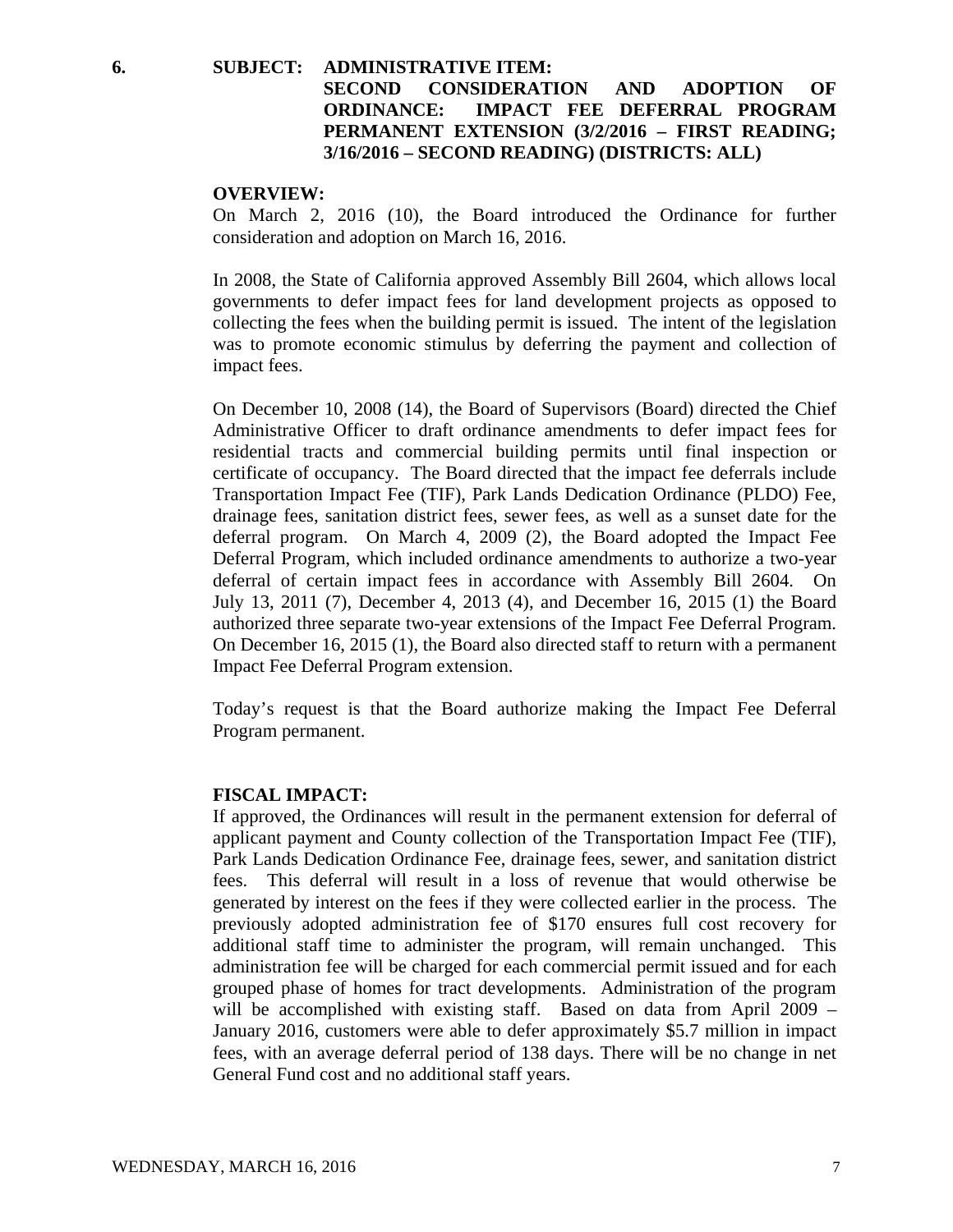**6. SUBJECT: ADMINISTRATIVE ITEM:**
**SECOND CONSIDERATION AND ADOPTION OF ORDINANCE: IMPACT FEE DEFERRAL PROGRAM PERMANENT EXTENSION (3/2/2016 – FIRST READING; 3/16/2016 – SECOND READING) (DISTRICTS: ALL)**

**OVERVIEW:**

On March 2, 2016 (10), the Board introduced the Ordinance for further consideration and adoption on March 16, 2016.

In 2008, the State of California approved Assembly Bill 2604, which allows local governments to defer impact fees for land development projects as opposed to collecting the fees when the building permit is issued. The intent of the legislation was to promote economic stimulus by deferring the payment and collection of impact fees.

On December 10, 2008 (14), the Board of Supervisors (Board) directed the Chief Administrative Officer to draft ordinance amendments to defer impact fees for residential tracts and commercial building permits until final inspection or certificate of occupancy. The Board directed that the impact fee deferrals include Transportation Impact Fee (TIF), Park Lands Dedication Ordinance (PLDO) Fee, drainage fees, sanitation district fees, sewer fees, as well as a sunset date for the deferral program. On March 4, 2009 (2), the Board adopted the Impact Fee Deferral Program, which included ordinance amendments to authorize a two-year deferral of certain impact fees in accordance with Assembly Bill 2604. On July 13, 2011 (7), December 4, 2013 (4), and December 16, 2015 (1) the Board authorized three separate two-year extensions of the Impact Fee Deferral Program. On December 16, 2015 (1), the Board also directed staff to return with a permanent Impact Fee Deferral Program extension.

Today's request is that the Board authorize making the Impact Fee Deferral Program permanent.

**FISCAL IMPACT:**

If approved, the Ordinances will result in the permanent extension for deferral of applicant payment and County collection of the Transportation Impact Fee (TIF), Park Lands Dedication Ordinance Fee, drainage fees, sewer, and sanitation district fees. This deferral will result in a loss of revenue that would otherwise be generated by interest on the fees if they were collected earlier in the process. The previously adopted administration fee of $170 ensures full cost recovery for additional staff time to administer the program, will remain unchanged. This administration fee will be charged for each commercial permit issued and for each grouped phase of homes for tract developments. Administration of the program will be accomplished with existing staff. Based on data from April 2009 – January 2016, customers were able to defer approximately $5.7 million in impact fees, with an average deferral period of 138 days. There will be no change in net General Fund cost and no additional staff years.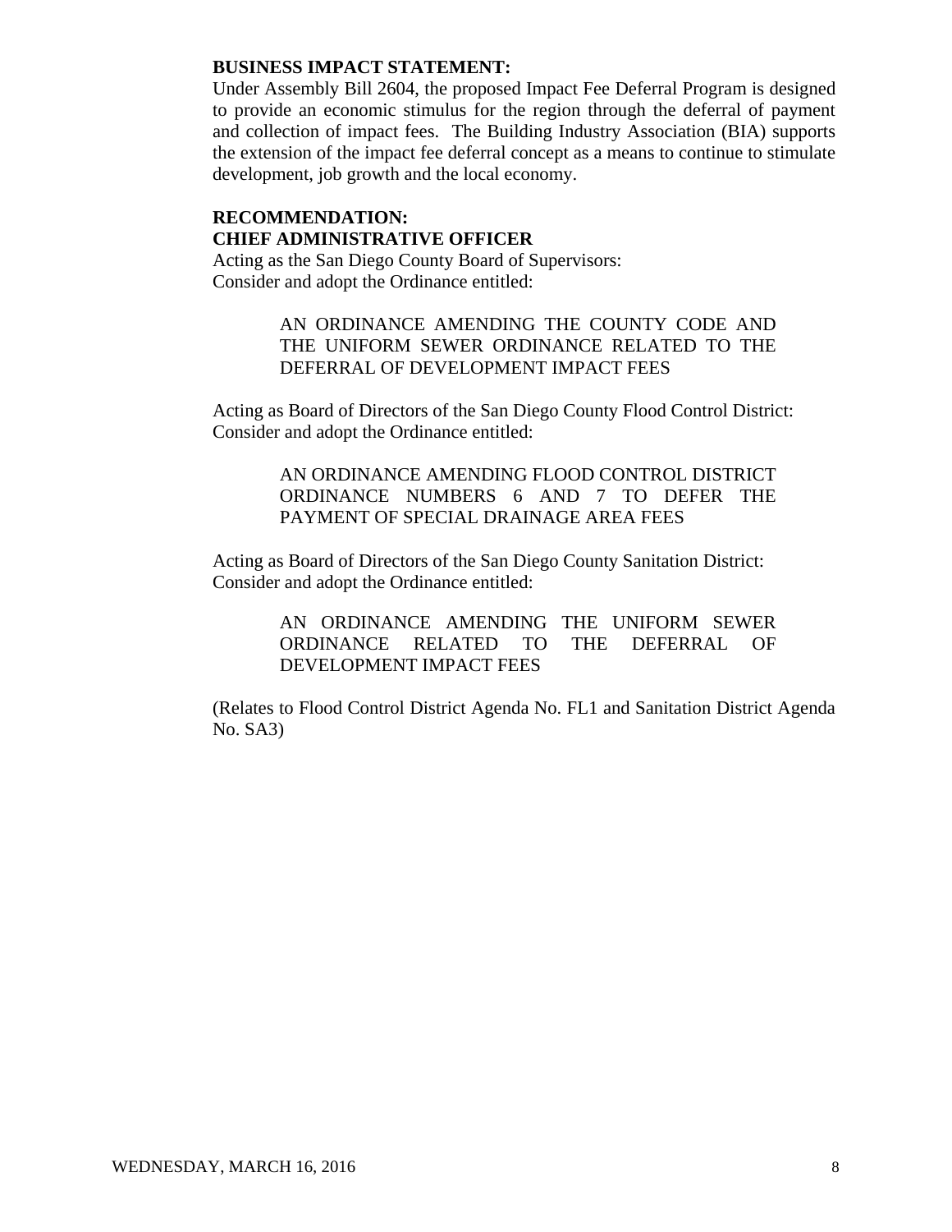**BUSINESS IMPACT STATEMENT:**

Under Assembly Bill 2604, the proposed Impact Fee Deferral Program is designed to provide an economic stimulus for the region through the deferral of payment and collection of impact fees. The Building Industry Association (BIA) supports the extension of the impact fee deferral concept as a means to continue to stimulate development, job growth and the local economy.

**RECOMMENDATION:**
**CHIEF ADMINISTRATIVE OFFICER**

Acting as the San Diego County Board of Supervisors:
Consider and adopt the Ordinance entitled:

> AN ORDINANCE AMENDING THE COUNTY CODE AND THE UNIFORM SEWER ORDINANCE RELATED TO THE DEFERRAL OF DEVELOPMENT IMPACT FEES

Acting as Board of Directors of the San Diego County Flood Control District:
Consider and adopt the Ordinance entitled:

> AN ORDINANCE AMENDING FLOOD CONTROL DISTRICT ORDINANCE NUMBERS 6 AND 7 TO DEFER THE PAYMENT OF SPECIAL DRAINAGE AREA FEES

Acting as Board of Directors of the San Diego County Sanitation District:
Consider and adopt the Ordinance entitled:

> AN ORDINANCE AMENDING THE UNIFORM SEWER ORDINANCE RELATED TO THE DEFERRAL OF DEVELOPMENT IMPACT FEES

(Relates to Flood Control District Agenda No. FL1 and Sanitation District Agenda No. SA3)